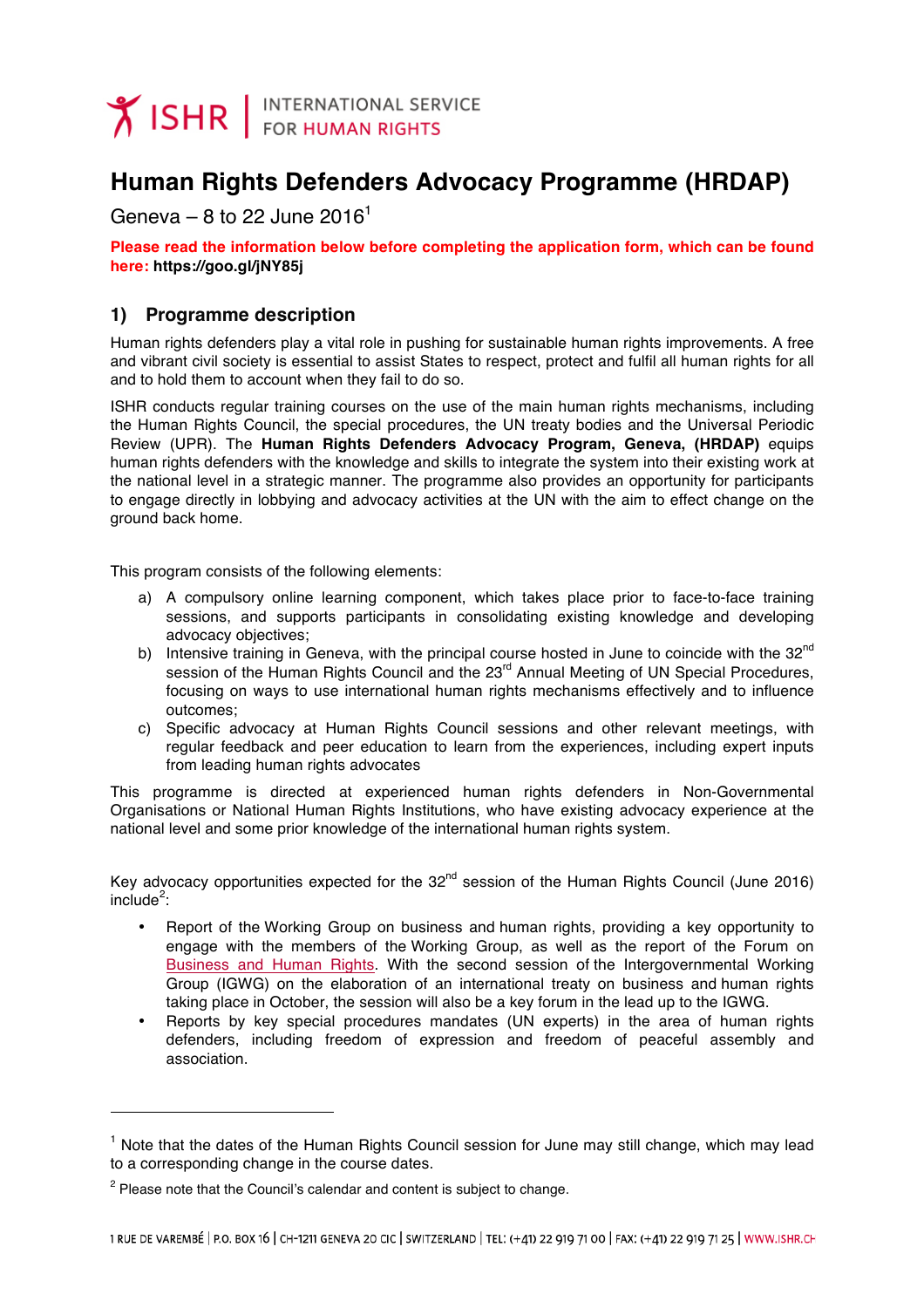# Human Rights Defenders Advocacy Programme (HRDAP)

Geneva – 8 to 22 June 2016[1]

**Please read the information below before completing the application form, which can be found here: https://goo.gl/jNY85j**

## 1) Programme description

Human rights defenders play a vital role in pushing for sustainable human rights improvements. A free and vibrant civil society is essential to assist States to respect, protect and fulfil all human rights for all and to hold them to account when they fail to do so.

ISHR conducts regular training courses on the use of the main human rights mechanisms, including the Human Rights Council, the special procedures, the UN treaty bodies and the Universal Periodic Review (UPR). The **Human Rights Defenders Advocacy Program, Geneva, (HRDAP)** equips human rights defenders with the knowledge and skills to integrate the system into their existing work at the national level in a strategic manner. The programme also provides an opportunity for participants to engage directly in lobbying and advocacy activities at the UN with the aim to effect change on the ground back home.

This program consists of the following elements:

a) A compulsory online learning component, which takes place prior to face-to-face training sessions, and supports participants in consolidating existing knowledge and developing advocacy objectives;
b) Intensive training in Geneva, with the principal course hosted in June to coincide with the 32nd session of the Human Rights Council and the 23rd Annual Meeting of UN Special Procedures, focusing on ways to use international human rights mechanisms effectively and to influence outcomes;
c) Specific advocacy at Human Rights Council sessions and other relevant meetings, with regular feedback and peer education to learn from the experiences, including expert inputs from leading human rights advocates

This programme is directed at experienced human rights defenders in Non-Governmental Organisations or National Human Rights Institutions, who have existing advocacy experience at the national level and some prior knowledge of the international human rights system.

Key advocacy opportunities expected for the 32nd session of the Human Rights Council (June 2016) include[2]:

- Report of the Working Group on business and human rights, providing a key opportunity to engage with the members of the Working Group, as well as the report of the Forum on Business and Human Rights. With the second session of the Intergovernmental Working Group (IGWG) on the elaboration of an international treaty on business and human rights taking place in October, the session will also be a key forum in the lead up to the IGWG.
- Reports by key special procedures mandates (UN experts) in the area of human rights defenders, including freedom of expression and freedom of peaceful assembly and association.

---

[1] Note that the dates of the Human Rights Council session for June may still change, which may lead to a corresponding change in the course dates.

[2] Please note that the Council's calendar and content is subject to change.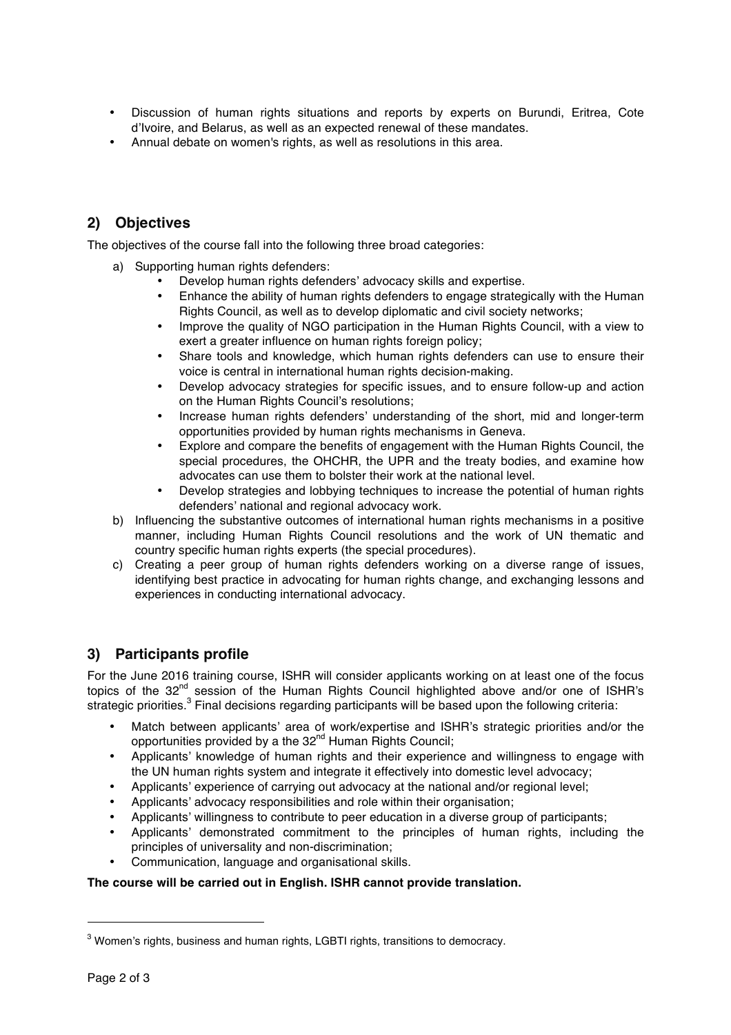- Discussion of human rights situations and reports by experts on Burundi, Eritrea, Cote d'Ivoire, and Belarus, as well as an expected renewal of these mandates.
- Annual debate on women's rights, as well as resolutions in this area.

## 2) Objectives

The objectives of the course fall into the following three broad categories:

a) Supporting human rights defenders:
   - Develop human rights defenders' advocacy skills and expertise.
   - Enhance the ability of human rights defenders to engage strategically with the Human Rights Council, as well as to develop diplomatic and civil society networks;
   - Improve the quality of NGO participation in the Human Rights Council, with a view to exert a greater influence on human rights foreign policy;
   - Share tools and knowledge, which human rights defenders can use to ensure their voice is central in international human rights decision-making.
   - Develop advocacy strategies for specific issues, and to ensure follow-up and action on the Human Rights Council's resolutions;
   - Increase human rights defenders' understanding of the short, mid and longer-term opportunities provided by human rights mechanisms in Geneva.
   - Explore and compare the benefits of engagement with the Human Rights Council, the special procedures, the OHCHR, the UPR and the treaty bodies, and examine how advocates can use them to bolster their work at the national level.
   - Develop strategies and lobbying techniques to increase the potential of human rights defenders' national and regional advocacy work.

b) Influencing the substantive outcomes of international human rights mechanisms in a positive manner, including Human Rights Council resolutions and the work of UN thematic and country specific human rights experts (the special procedures).

c) Creating a peer group of human rights defenders working on a diverse range of issues, identifying best practice in advocating for human rights change, and exchanging lessons and experiences in conducting international advocacy.

## 3) Participants profile

For the June 2016 training course, ISHR will consider applicants working on at least one of the focus topics of the 32nd session of the Human Rights Council highlighted above and/or one of ISHR's strategic priorities.[3] Final decisions regarding participants will be based upon the following criteria:

- Match between applicants' area of work/expertise and ISHR's strategic priorities and/or the opportunities provided by a the 32nd Human Rights Council;
- Applicants' knowledge of human rights and their experience and willingness to engage with the UN human rights system and integrate it effectively into domestic level advocacy;
- Applicants' experience of carrying out advocacy at the national and/or regional level;
- Applicants' advocacy responsibilities and role within their organisation;
- Applicants' willingness to contribute to peer education in a diverse group of participants;
- Applicants' demonstrated commitment to the principles of human rights, including the principles of universality and non-discrimination;
- Communication, language and organisational skills.

**The course will be carried out in English. ISHR cannot provide translation.**

---

[3] Women's rights, business and human rights, LGBTI rights, transitions to democracy.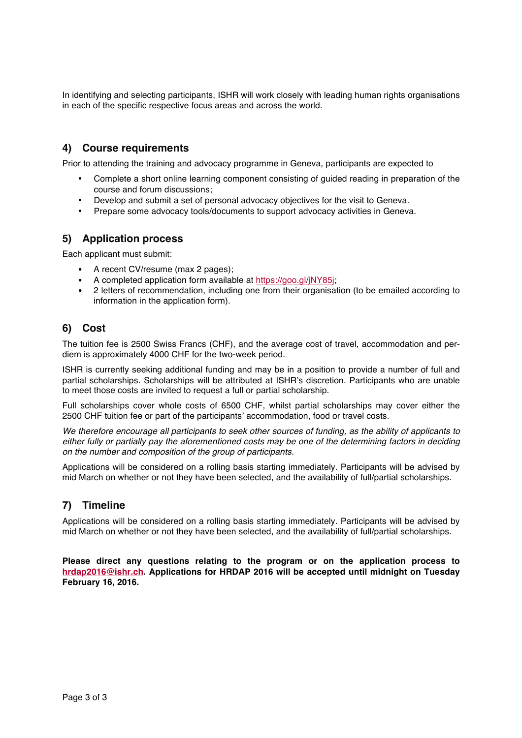In identifying and selecting participants, ISHR will work closely with leading human rights organisations in each of the specific respective focus areas and across the world.

## 4) Course requirements

Prior to attending the training and advocacy programme in Geneva, participants are expected to

- Complete a short online learning component consisting of guided reading in preparation of the course and forum discussions;
- Develop and submit a set of personal advocacy objectives for the visit to Geneva.
- Prepare some advocacy tools/documents to support advocacy activities in Geneva.

## 5) Application process

Each applicant must submit:

- A recent CV/resume (max 2 pages);
- A completed application form available at https://goo.gl/jNY85j;
- 2 letters of recommendation, including one from their organisation (to be emailed according to information in the application form).

## 6) Cost

The tuition fee is 2500 Swiss Francs (CHF), and the average cost of travel, accommodation and per-diem is approximately 4000 CHF for the two-week period.

ISHR is currently seeking additional funding and may be in a position to provide a number of full and partial scholarships. Scholarships will be attributed at ISHR's discretion. Participants who are unable to meet those costs are invited to request a full or partial scholarship.

Full scholarships cover whole costs of 6500 CHF, whilst partial scholarships may cover either the 2500 CHF tuition fee or part of the participants' accommodation, food or travel costs.

*We therefore encourage all participants to seek other sources of funding, as the ability of applicants to either fully or partially pay the aforementioned costs may be one of the determining factors in deciding on the number and composition of the group of participants.*

Applications will be considered on a rolling basis starting immediately. Participants will be advised by mid March on whether or not they have been selected, and the availability of full/partial scholarships.

## 7) Timeline

Applications will be considered on a rolling basis starting immediately. Participants will be advised by mid March on whether or not they have been selected, and the availability of full/partial scholarships.

**Please direct any questions relating to the program or on the application process to hrdap2016@ishr.ch. Applications for HRDAP 2016 will be accepted until midnight on Tuesday February 16, 2016.**